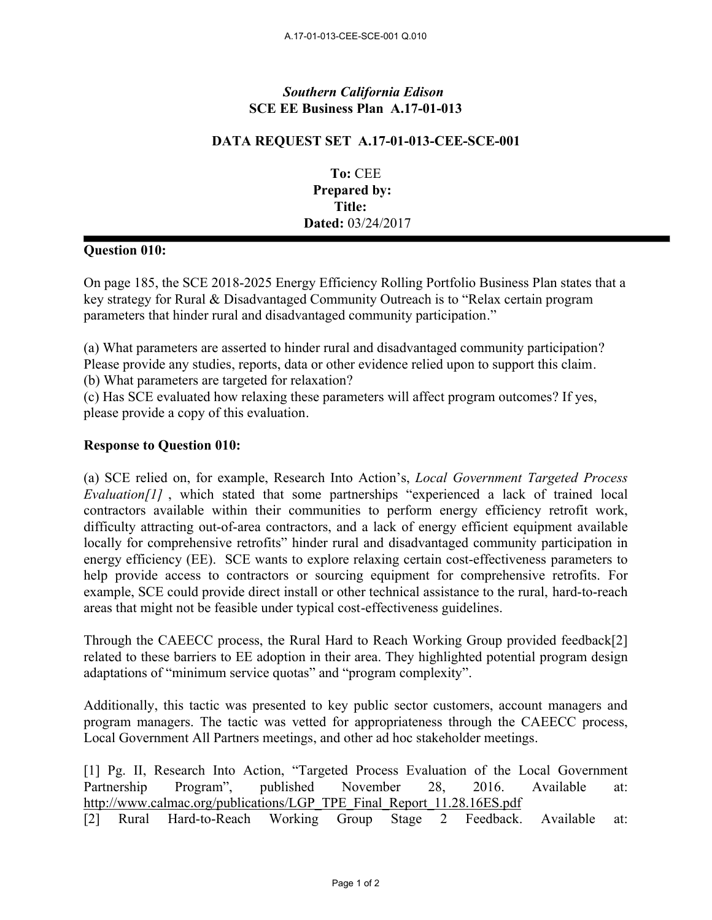*Southern California Edison*
**SCE EE Business Plan A.17-01-013**

**DATA REQUEST SET A.17-01-013-CEE-SCE-001**

**To:** CEE
**Prepared by:**
**Title:**
**Dated:** 03/24/2017

---

**Question 010:**

On page 185, the SCE 2018-2025 Energy Efficiency Rolling Portfolio Business Plan states that a key strategy for Rural & Disadvantaged Community Outreach is to "Relax certain program parameters that hinder rural and disadvantaged community participation."

(a) What parameters are asserted to hinder rural and disadvantaged community participation? Please provide any studies, reports, data or other evidence relied upon to support this claim.
(b) What parameters are targeted for relaxation?
(c) Has SCE evaluated how relaxing these parameters will affect program outcomes? If yes, please provide a copy of this evaluation.

**Response to Question 010:**

(a) SCE relied on, for example, Research Into Action's, *Local Government Targeted Process Evaluation[1]* , which stated that some partnerships "experienced a lack of trained local contractors available within their communities to perform energy efficiency retrofit work, difficulty attracting out-of-area contractors, and a lack of energy efficient equipment available locally for comprehensive retrofits" hinder rural and disadvantaged community participation in energy efficiency (EE). SCE wants to explore relaxing certain cost-effectiveness parameters to help provide access to contractors or sourcing equipment for comprehensive retrofits. For example, SCE could provide direct install or other technical assistance to the rural, hard-to-reach areas that might not be feasible under typical cost-effectiveness guidelines.

Through the CAEECC process, the Rural Hard to Reach Working Group provided feedback[2] related to these barriers to EE adoption in their area. They highlighted potential program design adaptations of "minimum service quotas" and "program complexity".

Additionally, this tactic was presented to key public sector customers, account managers and program managers. The tactic was vetted for appropriateness through the CAEECC process, Local Government All Partners meetings, and other ad hoc stakeholder meetings.

[1] Pg. II, Research Into Action, "Targeted Process Evaluation of the Local Government Partnership Program", published November 28, 2016. Available at: http://www.calmac.org/publications/LGP_TPE_Final_Report_11.28.16ES.pdf
[2] Rural Hard-to-Reach Working Group Stage 2 Feedback. Available at: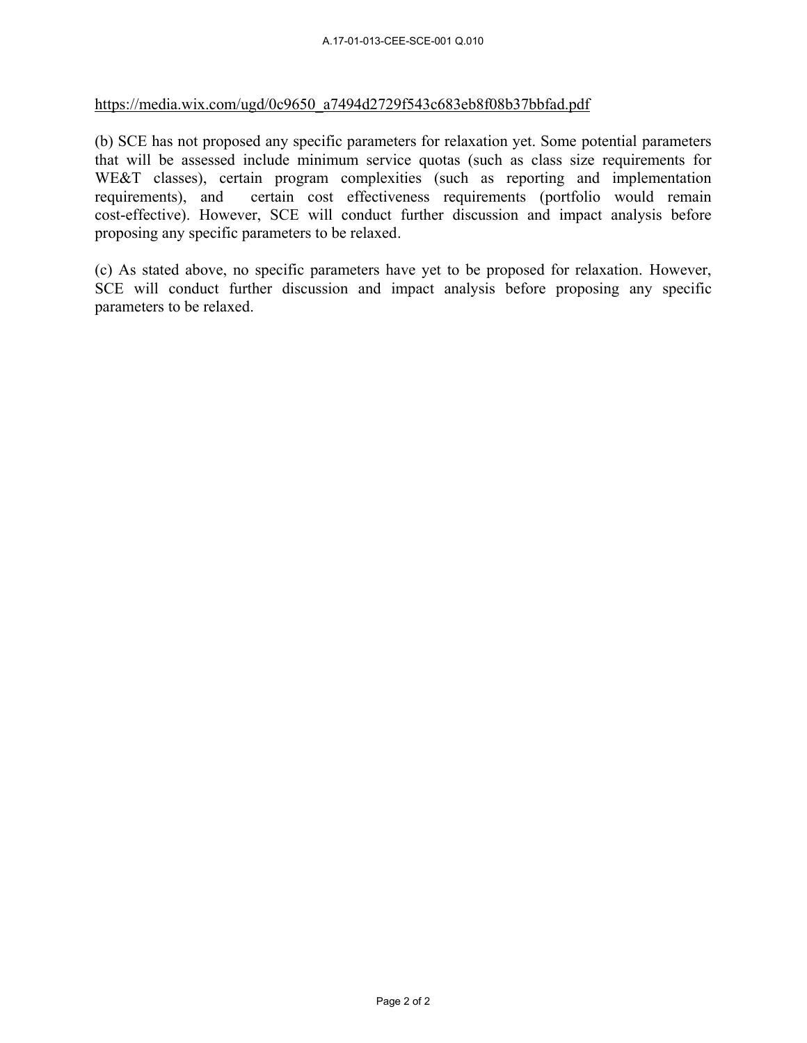https://media.wix.com/ugd/0c9650_a7494d2729f543c683eb8f08b37bbfad.pdf

(b) SCE has not proposed any specific parameters for relaxation yet. Some potential parameters that will be assessed include minimum service quotas (such as class size requirements for WE&T classes), certain program complexities (such as reporting and implementation requirements), and certain cost effectiveness requirements (portfolio would remain cost-effective). However, SCE will conduct further discussion and impact analysis before proposing any specific parameters to be relaxed.

(c) As stated above, no specific parameters have yet to be proposed for relaxation. However, SCE will conduct further discussion and impact analysis before proposing any specific parameters to be relaxed.